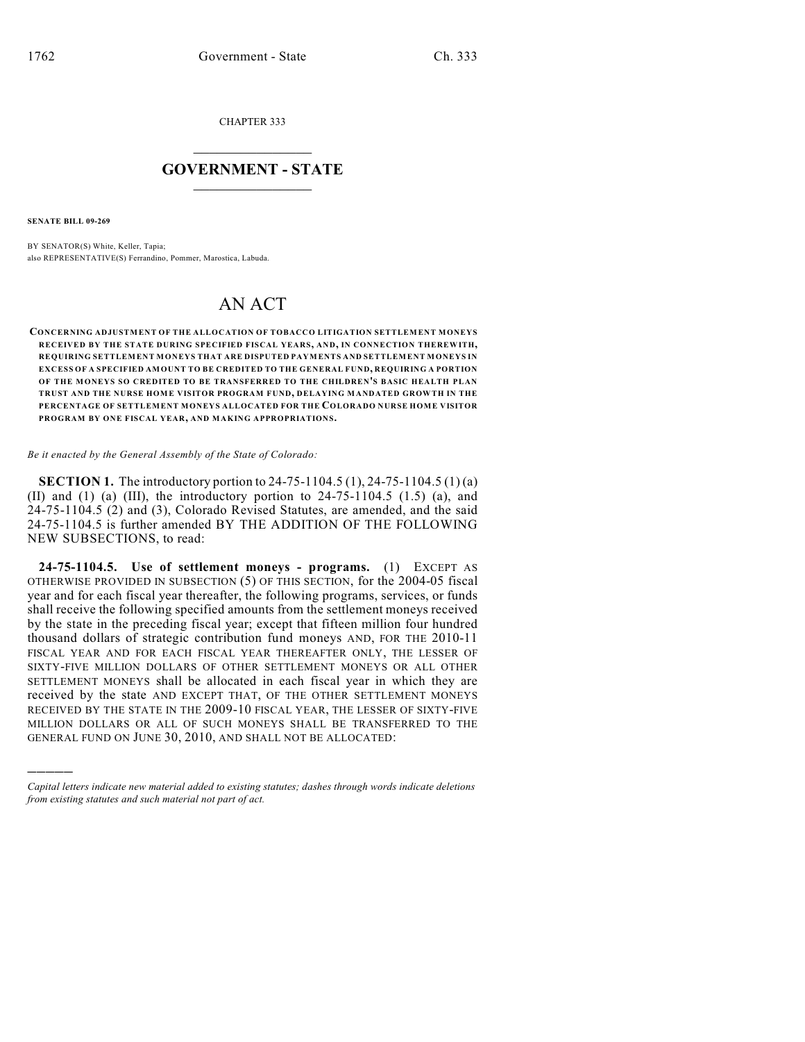CHAPTER 333

# GOVERNMENT - STATE

**SENATE BILL 09-269**

BY SENATOR(S) White, Keller, Tapia;
also REPRESENTATIVE(S) Ferrandino, Pommer, Marostica, Labuda.

# AN ACT

**CONCERNING ADJUSTMENT OF THE ALLOCATION OF TOBACCO LITIGATION SETTLEMENT MONEYS RECEIVED BY THE STATE DURING SPECIFIED FISCAL YEARS, AND, IN CONNECTION THEREWITH, REQUIRING SETTLEMENT MONEYS THAT ARE DISPUTED PAYMENTS AND SETTLEMENT MONEYS IN EXCESS OF A SPECIFIED AMOUNT TO BE CREDITED TO THE GENERAL FUND, REQUIRING A PORTION OF THE MONEYS SO CREDITED TO BE TRANSFERRED TO THE CHILDREN'S BASIC HEALTH PLAN TRUST AND THE NURSE HOME VISITOR PROGRAM FUND, DELAYING MANDATED GROWTH IN THE PERCENTAGE OF SETTLEMENT MONEYS ALLOCATED FOR THE COLORADO NURSE HOME VISITOR PROGRAM BY ONE FISCAL YEAR, AND MAKING APPROPRIATIONS.**

*Be it enacted by the General Assembly of the State of Colorado:*

**SECTION 1.** The introductory portion to 24-75-1104.5 (1), 24-75-1104.5 (1) (a) (II) and (1) (a) (III), the introductory portion to 24-75-1104.5 (1.5) (a), and 24-75-1104.5 (2) and (3), Colorado Revised Statutes, are amended, and the said 24-75-1104.5 is further amended BY THE ADDITION OF THE FOLLOWING NEW SUBSECTIONS, to read:

**24-75-1104.5. Use of settlement moneys - programs.** (1) EXCEPT AS OTHERWISE PROVIDED IN SUBSECTION (5) OF THIS SECTION, for the 2004-05 fiscal year and for each fiscal year thereafter, the following programs, services, or funds shall receive the following specified amounts from the settlement moneys received by the state in the preceding fiscal year; except that fifteen million four hundred thousand dollars of strategic contribution fund moneys AND, FOR THE 2010-11 FISCAL YEAR AND FOR EACH FISCAL YEAR THEREAFTER ONLY, THE LESSER OF SIXTY-FIVE MILLION DOLLARS OF OTHER SETTLEMENT MONEYS OR ALL OTHER SETTLEMENT MONEYS shall be allocated in each fiscal year in which they are received by the state AND EXCEPT THAT, OF THE OTHER SETTLEMENT MONEYS RECEIVED BY THE STATE IN THE 2009-10 FISCAL YEAR, THE LESSER OF SIXTY-FIVE MILLION DOLLARS OR ALL OF SUCH MONEYS SHALL BE TRANSFERRED TO THE GENERAL FUND ON JUNE 30, 2010, AND SHALL NOT BE ALLOCATED:

*Capital letters indicate new material added to existing statutes; dashes through words indicate deletions from existing statutes and such material not part of act.*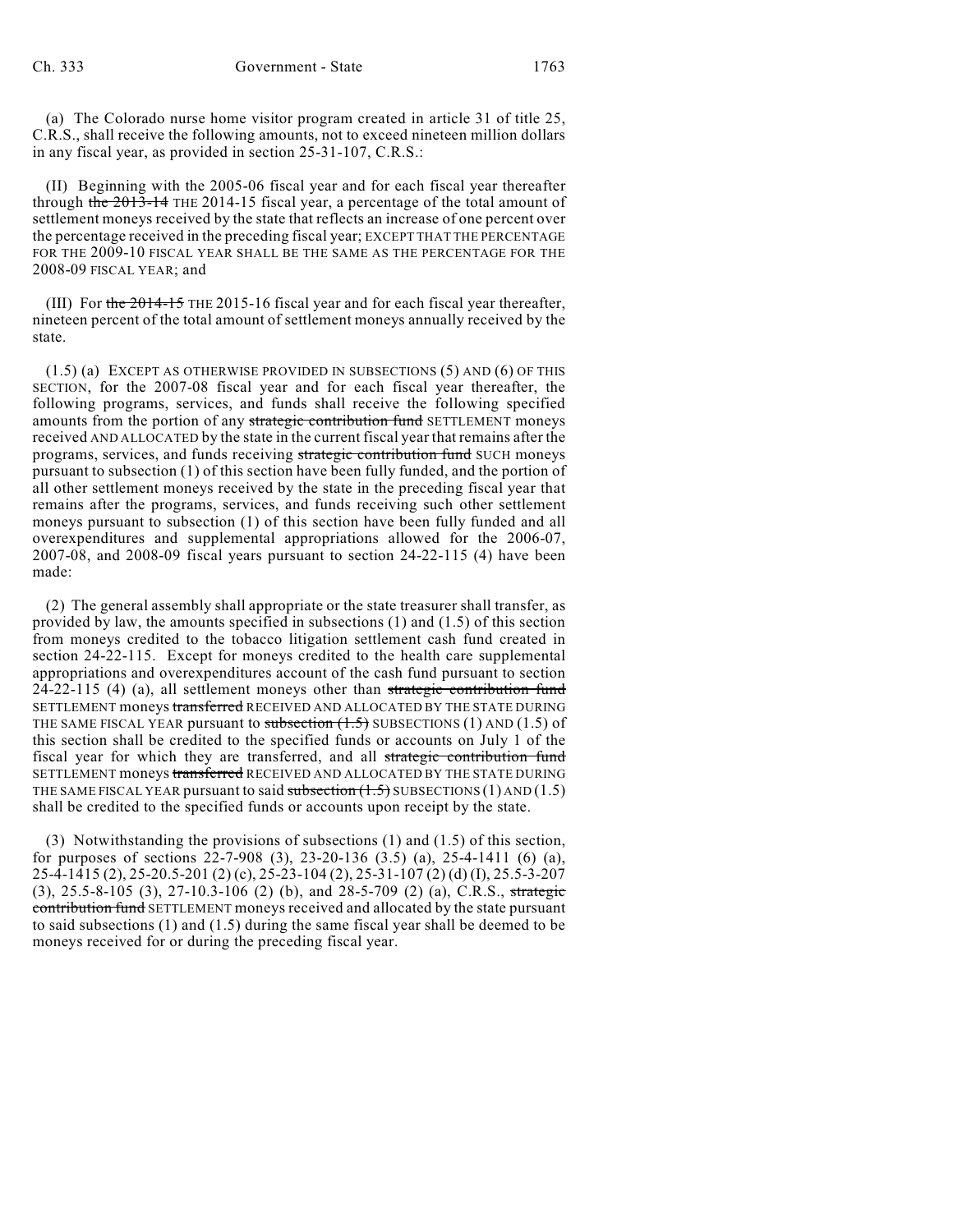(a) The Colorado nurse home visitor program created in article 31 of title 25, C.R.S., shall receive the following amounts, not to exceed nineteen million dollars in any fiscal year, as provided in section 25-31-107, C.R.S.:

(II) Beginning with the 2005-06 fiscal year and for each fiscal year thereafter through ~~the 2013-14~~ THE 2014-15 fiscal year, a percentage of the total amount of settlement moneys received by the state that reflects an increase of one percent over the percentage received in the preceding fiscal year; EXCEPT THAT THE PERCENTAGE FOR THE 2009-10 FISCAL YEAR SHALL BE THE SAME AS THE PERCENTAGE FOR THE 2008-09 FISCAL YEAR; and

(III) For ~~the 2014-15~~ THE 2015-16 fiscal year and for each fiscal year thereafter, nineteen percent of the total amount of settlement moneys annually received by the state.

(1.5) (a) EXCEPT AS OTHERWISE PROVIDED IN SUBSECTIONS (5) AND (6) OF THIS SECTION, for the 2007-08 fiscal year and for each fiscal year thereafter, the following programs, services, and funds shall receive the following specified amounts from the portion of any ~~strategic contribution fund~~ SETTLEMENT moneys received AND ALLOCATED by the state in the current fiscal year that remains after the programs, services, and funds receiving ~~strategic contribution fund~~ SUCH moneys pursuant to subsection (1) of this section have been fully funded, and the portion of all other settlement moneys received by the state in the preceding fiscal year that remains after the programs, services, and funds receiving such other settlement moneys pursuant to subsection (1) of this section have been fully funded and all overexpenditures and supplemental appropriations allowed for the 2006-07, 2007-08, and 2008-09 fiscal years pursuant to section 24-22-115 (4) have been made:

(2) The general assembly shall appropriate or the state treasurer shall transfer, as provided by law, the amounts specified in subsections (1) and (1.5) of this section from moneys credited to the tobacco litigation settlement cash fund created in section 24-22-115. Except for moneys credited to the health care supplemental appropriations and overexpenditures account of the cash fund pursuant to section 24-22-115 (4) (a), all settlement moneys other than ~~strategic contribution fund~~ SETTLEMENT moneys ~~transferred~~ RECEIVED AND ALLOCATED BY THE STATE DURING THE SAME FISCAL YEAR pursuant to ~~subsection (1.5)~~ SUBSECTIONS (1) AND (1.5) of this section shall be credited to the specified funds or accounts on July 1 of the fiscal year for which they are transferred, and all ~~strategic contribution fund~~ SETTLEMENT moneys ~~transferred~~ RECEIVED AND ALLOCATED BY THE STATE DURING THE SAME FISCAL YEAR pursuant to said ~~subsection (1.5)~~ SUBSECTIONS (1) AND (1.5) shall be credited to the specified funds or accounts upon receipt by the state.

(3) Notwithstanding the provisions of subsections (1) and (1.5) of this section, for purposes of sections 22-7-908 (3), 23-20-136 (3.5) (a), 25-4-1411 (6) (a), 25-4-1415 (2), 25-20.5-201 (2) (c), 25-23-104 (2), 25-31-107 (2) (d) (I), 25.5-3-207 (3), 25.5-8-105 (3), 27-10.3-106 (2) (b), and 28-5-709 (2) (a), C.R.S., ~~strategic contribution fund~~ SETTLEMENT moneys received and allocated by the state pursuant to said subsections (1) and (1.5) during the same fiscal year shall be deemed to be moneys received for or during the preceding fiscal year.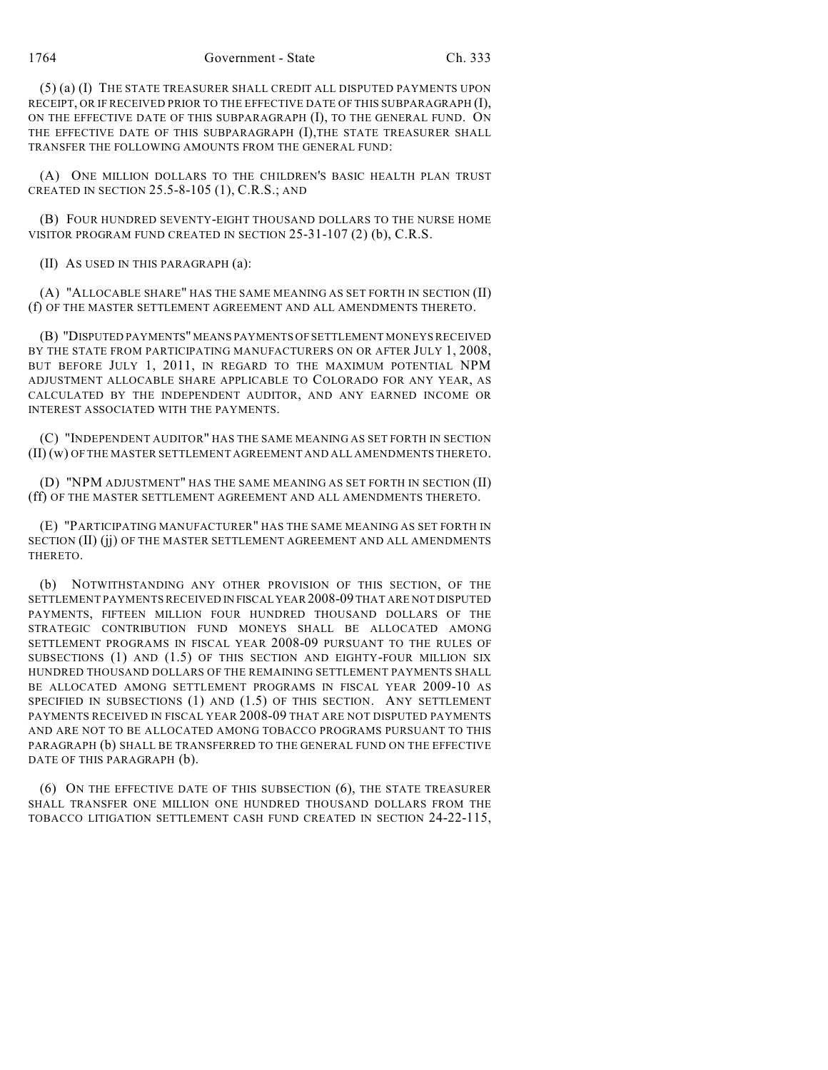(5) (a) (I) THE STATE TREASURER SHALL CREDIT ALL DISPUTED PAYMENTS UPON RECEIPT, OR IF RECEIVED PRIOR TO THE EFFECTIVE DATE OF THIS SUBPARAGRAPH (I), ON THE EFFECTIVE DATE OF THIS SUBPARAGRAPH (I), TO THE GENERAL FUND. ON THE EFFECTIVE DATE OF THIS SUBPARAGRAPH (I),THE STATE TREASURER SHALL TRANSFER THE FOLLOWING AMOUNTS FROM THE GENERAL FUND:

(A) ONE MILLION DOLLARS TO THE CHILDREN'S BASIC HEALTH PLAN TRUST CREATED IN SECTION 25.5-8-105 (1), C.R.S.; AND

(B) FOUR HUNDRED SEVENTY-EIGHT THOUSAND DOLLARS TO THE NURSE HOME VISITOR PROGRAM FUND CREATED IN SECTION 25-31-107 (2) (b), C.R.S.

(II) AS USED IN THIS PARAGRAPH (a):

(A) "ALLOCABLE SHARE" HAS THE SAME MEANING AS SET FORTH IN SECTION (II) (f) OF THE MASTER SETTLEMENT AGREEMENT AND ALL AMENDMENTS THERETO.

(B) "DISPUTED PAYMENTS" MEANS PAYMENTS OF SETTLEMENT MONEYS RECEIVED BY THE STATE FROM PARTICIPATING MANUFACTURERS ON OR AFTER JULY 1, 2008, BUT BEFORE JULY 1, 2011, IN REGARD TO THE MAXIMUM POTENTIAL NPM ADJUSTMENT ALLOCABLE SHARE APPLICABLE TO COLORADO FOR ANY YEAR, AS CALCULATED BY THE INDEPENDENT AUDITOR, AND ANY EARNED INCOME OR INTEREST ASSOCIATED WITH THE PAYMENTS.

(C) "INDEPENDENT AUDITOR" HAS THE SAME MEANING AS SET FORTH IN SECTION (II) (w) OF THE MASTER SETTLEMENT AGREEMENT AND ALL AMENDMENTS THERETO.

(D) "NPM ADJUSTMENT" HAS THE SAME MEANING AS SET FORTH IN SECTION (II) (ff) OF THE MASTER SETTLEMENT AGREEMENT AND ALL AMENDMENTS THERETO.

(E) "PARTICIPATING MANUFACTURER" HAS THE SAME MEANING AS SET FORTH IN SECTION (II) (jj) OF THE MASTER SETTLEMENT AGREEMENT AND ALL AMENDMENTS THERETO.

(b) NOTWITHSTANDING ANY OTHER PROVISION OF THIS SECTION, OF THE SETTLEMENT PAYMENTS RECEIVED IN FISCAL YEAR 2008-09 THAT ARE NOT DISPUTED PAYMENTS, FIFTEEN MILLION FOUR HUNDRED THOUSAND DOLLARS OF THE STRATEGIC CONTRIBUTION FUND MONEYS SHALL BE ALLOCATED AMONG SETTLEMENT PROGRAMS IN FISCAL YEAR 2008-09 PURSUANT TO THE RULES OF SUBSECTIONS (1) AND (1.5) OF THIS SECTION AND EIGHTY-FOUR MILLION SIX HUNDRED THOUSAND DOLLARS OF THE REMAINING SETTLEMENT PAYMENTS SHALL BE ALLOCATED AMONG SETTLEMENT PROGRAMS IN FISCAL YEAR 2009-10 AS SPECIFIED IN SUBSECTIONS (1) AND (1.5) OF THIS SECTION. ANY SETTLEMENT PAYMENTS RECEIVED IN FISCAL YEAR 2008-09 THAT ARE NOT DISPUTED PAYMENTS AND ARE NOT TO BE ALLOCATED AMONG TOBACCO PROGRAMS PURSUANT TO THIS PARAGRAPH (b) SHALL BE TRANSFERRED TO THE GENERAL FUND ON THE EFFECTIVE DATE OF THIS PARAGRAPH (b).

(6) ON THE EFFECTIVE DATE OF THIS SUBSECTION (6), THE STATE TREASURER SHALL TRANSFER ONE MILLION ONE HUNDRED THOUSAND DOLLARS FROM THE TOBACCO LITIGATION SETTLEMENT CASH FUND CREATED IN SECTION 24-22-115,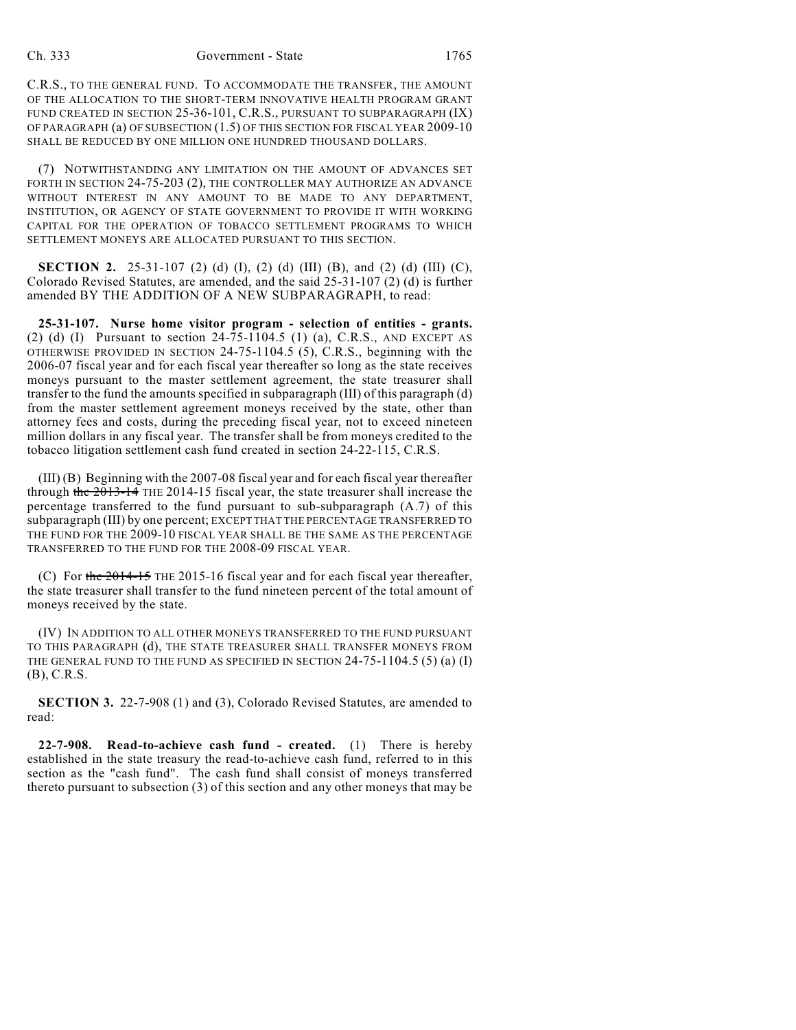C.R.S., TO THE GENERAL FUND. TO ACCOMMODATE THE TRANSFER, THE AMOUNT OF THE ALLOCATION TO THE SHORT-TERM INNOVATIVE HEALTH PROGRAM GRANT FUND CREATED IN SECTION 25-36-101, C.R.S., PURSUANT TO SUBPARAGRAPH (IX) OF PARAGRAPH (a) OF SUBSECTION (1.5) OF THIS SECTION FOR FISCAL YEAR 2009-10 SHALL BE REDUCED BY ONE MILLION ONE HUNDRED THOUSAND DOLLARS.

(7) NOTWITHSTANDING ANY LIMITATION ON THE AMOUNT OF ADVANCES SET FORTH IN SECTION 24-75-203 (2), THE CONTROLLER MAY AUTHORIZE AN ADVANCE WITHOUT INTEREST IN ANY AMOUNT TO BE MADE TO ANY DEPARTMENT, INSTITUTION, OR AGENCY OF STATE GOVERNMENT TO PROVIDE IT WITH WORKING CAPITAL FOR THE OPERATION OF TOBACCO SETTLEMENT PROGRAMS TO WHICH SETTLEMENT MONEYS ARE ALLOCATED PURSUANT TO THIS SECTION.

**SECTION 2.** 25-31-107 (2) (d) (I), (2) (d) (III) (B), and (2) (d) (III) (C), Colorado Revised Statutes, are amended, and the said 25-31-107 (2) (d) is further amended BY THE ADDITION OF A NEW SUBPARAGRAPH, to read:

**25-31-107. Nurse home visitor program - selection of entities - grants.** (2) (d) (I) Pursuant to section 24-75-1104.5 (1) (a), C.R.S., AND EXCEPT AS OTHERWISE PROVIDED IN SECTION 24-75-1104.5 (5), C.R.S., beginning with the 2006-07 fiscal year and for each fiscal year thereafter so long as the state receives moneys pursuant to the master settlement agreement, the state treasurer shall transfer to the fund the amounts specified in subparagraph (III) of this paragraph (d) from the master settlement agreement moneys received by the state, other than attorney fees and costs, during the preceding fiscal year, not to exceed nineteen million dollars in any fiscal year. The transfer shall be from moneys credited to the tobacco litigation settlement cash fund created in section 24-22-115, C.R.S.

(III) (B) Beginning with the 2007-08 fiscal year and for each fiscal year thereafter through ~~the 2013-14~~ THE 2014-15 fiscal year, the state treasurer shall increase the percentage transferred to the fund pursuant to sub-subparagraph (A.7) of this subparagraph (III) by one percent; EXCEPT THAT THE PERCENTAGE TRANSFERRED TO THE FUND FOR THE 2009-10 FISCAL YEAR SHALL BE THE SAME AS THE PERCENTAGE TRANSFERRED TO THE FUND FOR THE 2008-09 FISCAL YEAR.

(C) For ~~the 2014-15~~ THE 2015-16 fiscal year and for each fiscal year thereafter, the state treasurer shall transfer to the fund nineteen percent of the total amount of moneys received by the state.

(IV) IN ADDITION TO ALL OTHER MONEYS TRANSFERRED TO THE FUND PURSUANT TO THIS PARAGRAPH (d), THE STATE TREASURER SHALL TRANSFER MONEYS FROM THE GENERAL FUND TO THE FUND AS SPECIFIED IN SECTION 24-75-1104.5 (5) (a) (I) (B), C.R.S.

**SECTION 3.** 22-7-908 (1) and (3), Colorado Revised Statutes, are amended to read:

**22-7-908. Read-to-achieve cash fund - created.** (1) There is hereby established in the state treasury the read-to-achieve cash fund, referred to in this section as the "cash fund". The cash fund shall consist of moneys transferred thereto pursuant to subsection (3) of this section and any other moneys that may be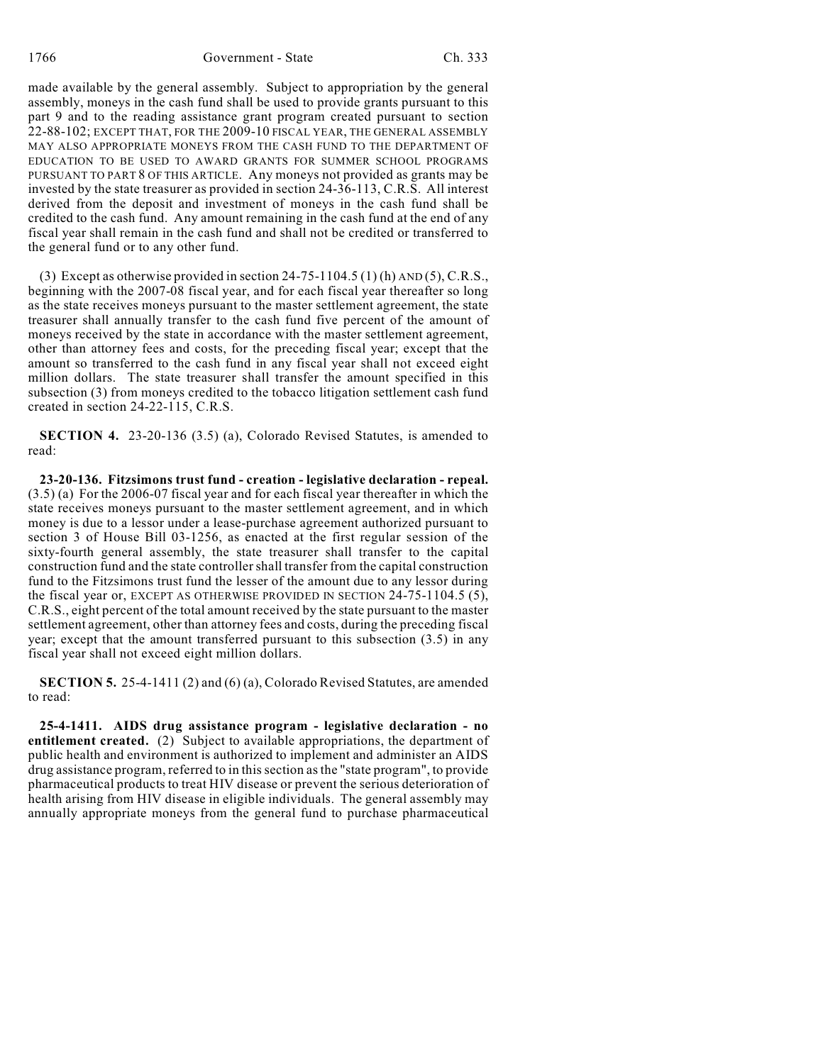made available by the general assembly. Subject to appropriation by the general assembly, moneys in the cash fund shall be used to provide grants pursuant to this part 9 and to the reading assistance grant program created pursuant to section 22-88-102; EXCEPT THAT, FOR THE 2009-10 FISCAL YEAR, THE GENERAL ASSEMBLY MAY ALSO APPROPRIATE MONEYS FROM THE CASH FUND TO THE DEPARTMENT OF EDUCATION TO BE USED TO AWARD GRANTS FOR SUMMER SCHOOL PROGRAMS PURSUANT TO PART 8 OF THIS ARTICLE. Any moneys not provided as grants may be invested by the state treasurer as provided in section 24-36-113, C.R.S. All interest derived from the deposit and investment of moneys in the cash fund shall be credited to the cash fund. Any amount remaining in the cash fund at the end of any fiscal year shall remain in the cash fund and shall not be credited or transferred to the general fund or to any other fund.

(3) Except as otherwise provided in section 24-75-1104.5 (1) (h) AND (5), C.R.S., beginning with the 2007-08 fiscal year, and for each fiscal year thereafter so long as the state receives moneys pursuant to the master settlement agreement, the state treasurer shall annually transfer to the cash fund five percent of the amount of moneys received by the state in accordance with the master settlement agreement, other than attorney fees and costs, for the preceding fiscal year; except that the amount so transferred to the cash fund in any fiscal year shall not exceed eight million dollars. The state treasurer shall transfer the amount specified in this subsection (3) from moneys credited to the tobacco litigation settlement cash fund created in section 24-22-115, C.R.S.

**SECTION 4.** 23-20-136 (3.5) (a), Colorado Revised Statutes, is amended to read:

**23-20-136. Fitzsimons trust fund - creation - legislative declaration - repeal.** (3.5) (a) For the 2006-07 fiscal year and for each fiscal year thereafter in which the state receives moneys pursuant to the master settlement agreement, and in which money is due to a lessor under a lease-purchase agreement authorized pursuant to section 3 of House Bill 03-1256, as enacted at the first regular session of the sixty-fourth general assembly, the state treasurer shall transfer to the capital construction fund and the state controller shall transfer from the capital construction fund to the Fitzsimons trust fund the lesser of the amount due to any lessor during the fiscal year or, EXCEPT AS OTHERWISE PROVIDED IN SECTION 24-75-1104.5 (5), C.R.S., eight percent of the total amount received by the state pursuant to the master settlement agreement, other than attorney fees and costs, during the preceding fiscal year; except that the amount transferred pursuant to this subsection (3.5) in any fiscal year shall not exceed eight million dollars.

**SECTION 5.** 25-4-1411 (2) and (6) (a), Colorado Revised Statutes, are amended to read:

**25-4-1411. AIDS drug assistance program - legislative declaration - no entitlement created.** (2) Subject to available appropriations, the department of public health and environment is authorized to implement and administer an AIDS drug assistance program, referred to in this section as the "state program", to provide pharmaceutical products to treat HIV disease or prevent the serious deterioration of health arising from HIV disease in eligible individuals. The general assembly may annually appropriate moneys from the general fund to purchase pharmaceutical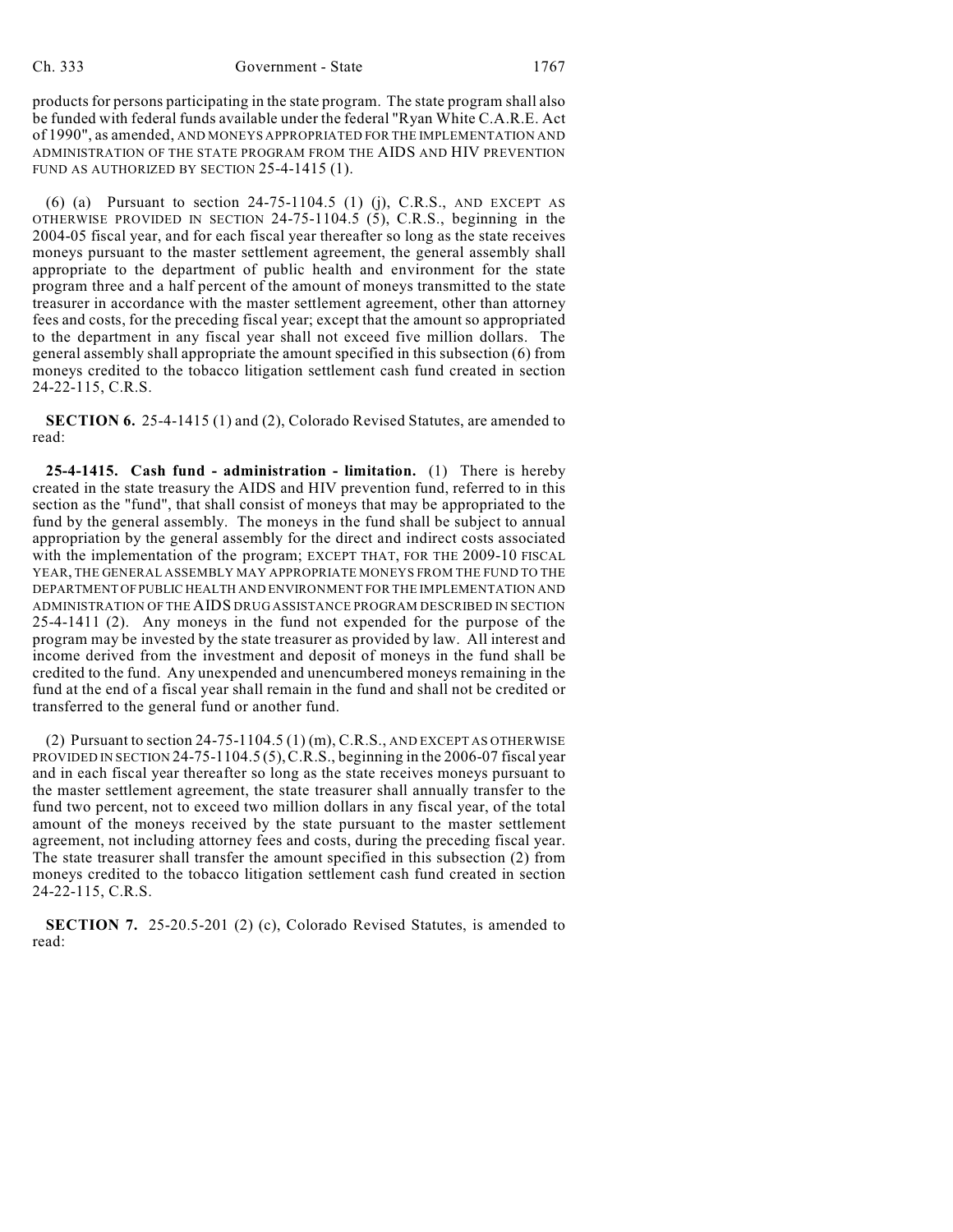products for persons participating in the state program. The state program shall also be funded with federal funds available under the federal "Ryan White C.A.R.E. Act of 1990", as amended, AND MONEYS APPROPRIATED FOR THE IMPLEMENTATION AND ADMINISTRATION OF THE STATE PROGRAM FROM THE AIDS AND HIV PREVENTION FUND AS AUTHORIZED BY SECTION 25-4-1415 (1).

(6) (a) Pursuant to section 24-75-1104.5 (1) (j), C.R.S., AND EXCEPT AS OTHERWISE PROVIDED IN SECTION 24-75-1104.5 (5), C.R.S., beginning in the 2004-05 fiscal year, and for each fiscal year thereafter so long as the state receives moneys pursuant to the master settlement agreement, the general assembly shall appropriate to the department of public health and environment for the state program three and a half percent of the amount of moneys transmitted to the state treasurer in accordance with the master settlement agreement, other than attorney fees and costs, for the preceding fiscal year; except that the amount so appropriated to the department in any fiscal year shall not exceed five million dollars. The general assembly shall appropriate the amount specified in this subsection (6) from moneys credited to the tobacco litigation settlement cash fund created in section 24-22-115, C.R.S.

**SECTION 6.** 25-4-1415 (1) and (2), Colorado Revised Statutes, are amended to read:

**25-4-1415. Cash fund - administration - limitation.** (1) There is hereby created in the state treasury the AIDS and HIV prevention fund, referred to in this section as the "fund", that shall consist of moneys that may be appropriated to the fund by the general assembly. The moneys in the fund shall be subject to annual appropriation by the general assembly for the direct and indirect costs associated with the implementation of the program; EXCEPT THAT, FOR THE 2009-10 FISCAL YEAR, THE GENERAL ASSEMBLY MAY APPROPRIATE MONEYS FROM THE FUND TO THE DEPARTMENT OF PUBLIC HEALTH AND ENVIRONMENT FOR THE IMPLEMENTATION AND ADMINISTRATION OF THE AIDS DRUG ASSISTANCE PROGRAM DESCRIBED IN SECTION 25-4-1411 (2). Any moneys in the fund not expended for the purpose of the program may be invested by the state treasurer as provided by law. All interest and income derived from the investment and deposit of moneys in the fund shall be credited to the fund. Any unexpended and unencumbered moneys remaining in the fund at the end of a fiscal year shall remain in the fund and shall not be credited or transferred to the general fund or another fund.

(2) Pursuant to section 24-75-1104.5 (1) (m), C.R.S., AND EXCEPT AS OTHERWISE PROVIDED IN SECTION 24-75-1104.5 (5), C.R.S., beginning in the 2006-07 fiscal year and in each fiscal year thereafter so long as the state receives moneys pursuant to the master settlement agreement, the state treasurer shall annually transfer to the fund two percent, not to exceed two million dollars in any fiscal year, of the total amount of the moneys received by the state pursuant to the master settlement agreement, not including attorney fees and costs, during the preceding fiscal year. The state treasurer shall transfer the amount specified in this subsection (2) from moneys credited to the tobacco litigation settlement cash fund created in section 24-22-115, C.R.S.

**SECTION 7.** 25-20.5-201 (2) (c), Colorado Revised Statutes, is amended to read: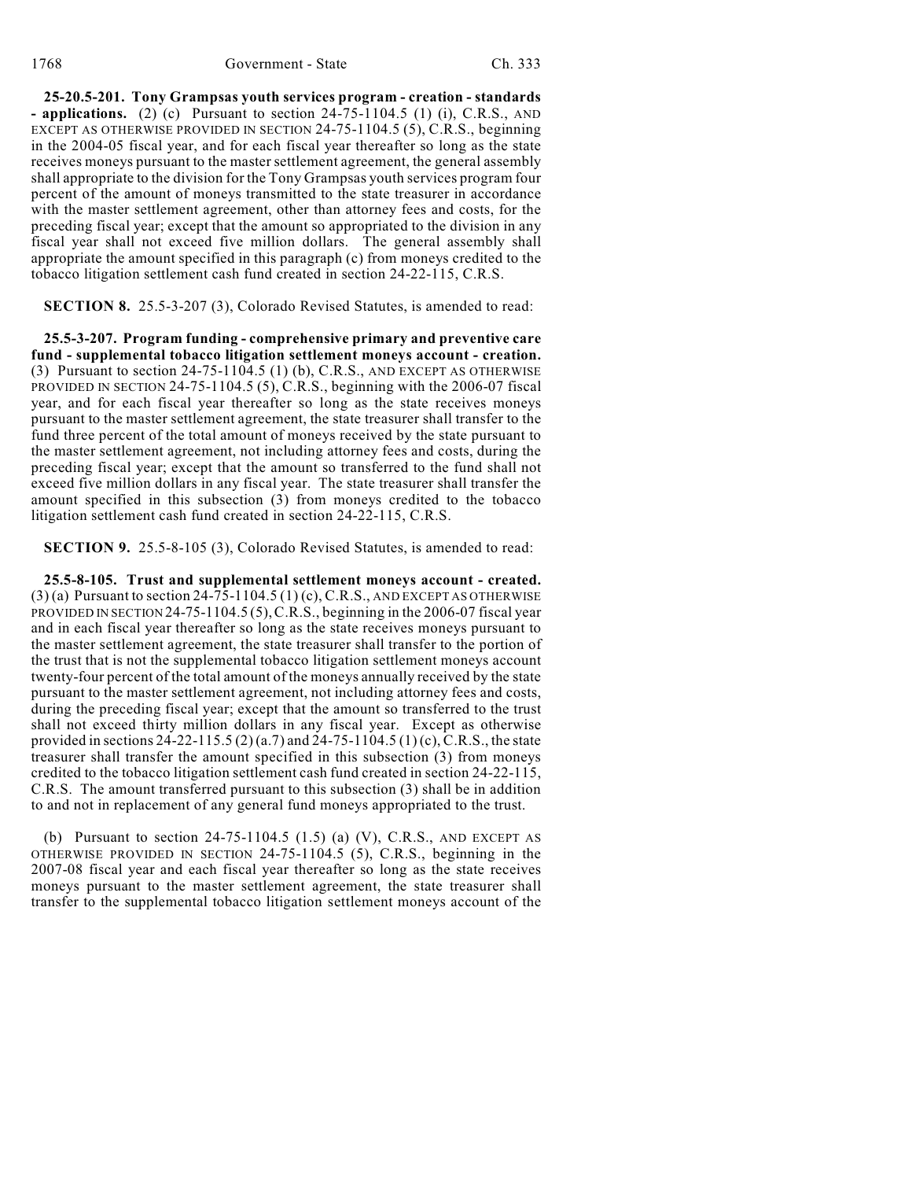**25-20.5-201. Tony Grampsas youth services program - creation - standards - applications.** (2) (c) Pursuant to section 24-75-1104.5 (1) (i), C.R.S., AND EXCEPT AS OTHERWISE PROVIDED IN SECTION 24-75-1104.5 (5), C.R.S., beginning in the 2004-05 fiscal year, and for each fiscal year thereafter so long as the state receives moneys pursuant to the master settlement agreement, the general assembly shall appropriate to the division for the Tony Grampsas youth services program four percent of the amount of moneys transmitted to the state treasurer in accordance with the master settlement agreement, other than attorney fees and costs, for the preceding fiscal year; except that the amount so appropriated to the division in any fiscal year shall not exceed five million dollars. The general assembly shall appropriate the amount specified in this paragraph (c) from moneys credited to the tobacco litigation settlement cash fund created in section 24-22-115, C.R.S.

**SECTION 8.** 25.5-3-207 (3), Colorado Revised Statutes, is amended to read:

**25.5-3-207. Program funding - comprehensive primary and preventive care fund - supplemental tobacco litigation settlement moneys account - creation.** (3) Pursuant to section 24-75-1104.5 (1) (b), C.R.S., AND EXCEPT AS OTHERWISE PROVIDED IN SECTION 24-75-1104.5 (5), C.R.S., beginning with the 2006-07 fiscal year, and for each fiscal year thereafter so long as the state receives moneys pursuant to the master settlement agreement, the state treasurer shall transfer to the fund three percent of the total amount of moneys received by the state pursuant to the master settlement agreement, not including attorney fees and costs, during the preceding fiscal year; except that the amount so transferred to the fund shall not exceed five million dollars in any fiscal year. The state treasurer shall transfer the amount specified in this subsection (3) from moneys credited to the tobacco litigation settlement cash fund created in section 24-22-115, C.R.S.

**SECTION 9.** 25.5-8-105 (3), Colorado Revised Statutes, is amended to read:

**25.5-8-105. Trust and supplemental settlement moneys account - created.** (3) (a) Pursuant to section 24-75-1104.5 (1) (c), C.R.S., AND EXCEPT AS OTHERWISE PROVIDED IN SECTION 24-75-1104.5 (5), C.R.S., beginning in the 2006-07 fiscal year and in each fiscal year thereafter so long as the state receives moneys pursuant to the master settlement agreement, the state treasurer shall transfer to the portion of the trust that is not the supplemental tobacco litigation settlement moneys account twenty-four percent of the total amount of the moneys annually received by the state pursuant to the master settlement agreement, not including attorney fees and costs, during the preceding fiscal year; except that the amount so transferred to the trust shall not exceed thirty million dollars in any fiscal year. Except as otherwise provided in sections 24-22-115.5 (2) (a.7) and 24-75-1104.5 (1) (c), C.R.S., the state treasurer shall transfer the amount specified in this subsection (3) from moneys credited to the tobacco litigation settlement cash fund created in section 24-22-115, C.R.S. The amount transferred pursuant to this subsection (3) shall be in addition to and not in replacement of any general fund moneys appropriated to the trust.

(b) Pursuant to section 24-75-1104.5 (1.5) (a) (V), C.R.S., AND EXCEPT AS OTHERWISE PROVIDED IN SECTION 24-75-1104.5 (5), C.R.S., beginning in the 2007-08 fiscal year and each fiscal year thereafter so long as the state receives moneys pursuant to the master settlement agreement, the state treasurer shall transfer to the supplemental tobacco litigation settlement moneys account of the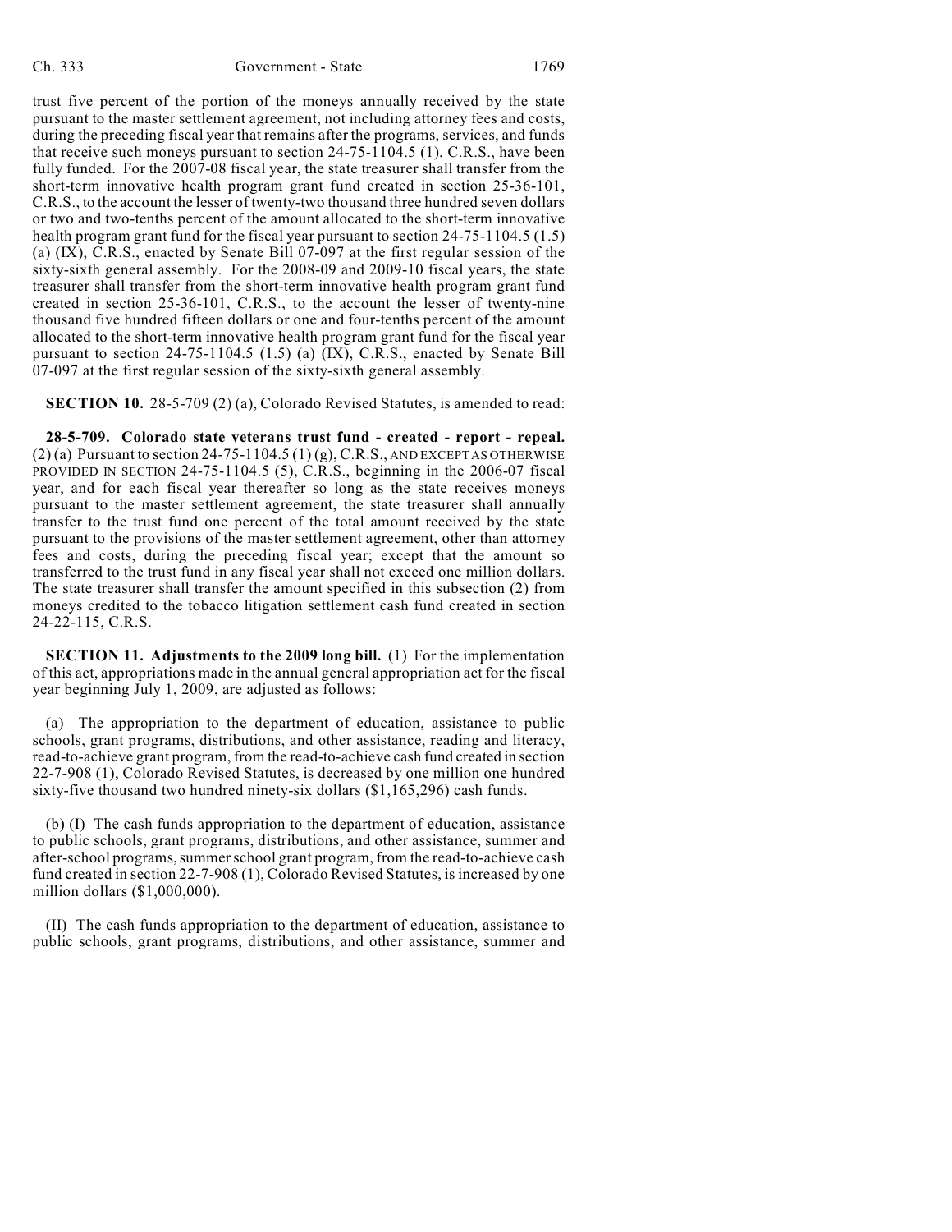trust five percent of the portion of the moneys annually received by the state pursuant to the master settlement agreement, not including attorney fees and costs, during the preceding fiscal year that remains after the programs, services, and funds that receive such moneys pursuant to section 24-75-1104.5 (1), C.R.S., have been fully funded. For the 2007-08 fiscal year, the state treasurer shall transfer from the short-term innovative health program grant fund created in section 25-36-101, C.R.S., to the account the lesser of twenty-two thousand three hundred seven dollars or two and two-tenths percent of the amount allocated to the short-term innovative health program grant fund for the fiscal year pursuant to section 24-75-1104.5 (1.5) (a) (IX), C.R.S., enacted by Senate Bill 07-097 at the first regular session of the sixty-sixth general assembly. For the 2008-09 and 2009-10 fiscal years, the state treasurer shall transfer from the short-term innovative health program grant fund created in section 25-36-101, C.R.S., to the account the lesser of twenty-nine thousand five hundred fifteen dollars or one and four-tenths percent of the amount allocated to the short-term innovative health program grant fund for the fiscal year pursuant to section 24-75-1104.5 (1.5) (a) (IX), C.R.S., enacted by Senate Bill 07-097 at the first regular session of the sixty-sixth general assembly.

**SECTION 10.** 28-5-709 (2) (a), Colorado Revised Statutes, is amended to read:

**28-5-709. Colorado state veterans trust fund - created - report - repeal.** (2) (a) Pursuant to section 24-75-1104.5 (1) (g), C.R.S., AND EXCEPT AS OTHERWISE PROVIDED IN SECTION 24-75-1104.5 (5), C.R.S., beginning in the 2006-07 fiscal year, and for each fiscal year thereafter so long as the state receives moneys pursuant to the master settlement agreement, the state treasurer shall annually transfer to the trust fund one percent of the total amount received by the state pursuant to the provisions of the master settlement agreement, other than attorney fees and costs, during the preceding fiscal year; except that the amount so transferred to the trust fund in any fiscal year shall not exceed one million dollars. The state treasurer shall transfer the amount specified in this subsection (2) from moneys credited to the tobacco litigation settlement cash fund created in section 24-22-115, C.R.S.

**SECTION 11. Adjustments to the 2009 long bill.** (1) For the implementation of this act, appropriations made in the annual general appropriation act for the fiscal year beginning July 1, 2009, are adjusted as follows:

(a) The appropriation to the department of education, assistance to public schools, grant programs, distributions, and other assistance, reading and literacy, read-to-achieve grant program, from the read-to-achieve cash fund created in section 22-7-908 (1), Colorado Revised Statutes, is decreased by one million one hundred sixty-five thousand two hundred ninety-six dollars ($1,165,296) cash funds.

(b) (I) The cash funds appropriation to the department of education, assistance to public schools, grant programs, distributions, and other assistance, summer and after-school programs, summer school grant program, from the read-to-achieve cash fund created in section 22-7-908 (1), Colorado Revised Statutes, is increased by one million dollars ($1,000,000).

(II) The cash funds appropriation to the department of education, assistance to public schools, grant programs, distributions, and other assistance, summer and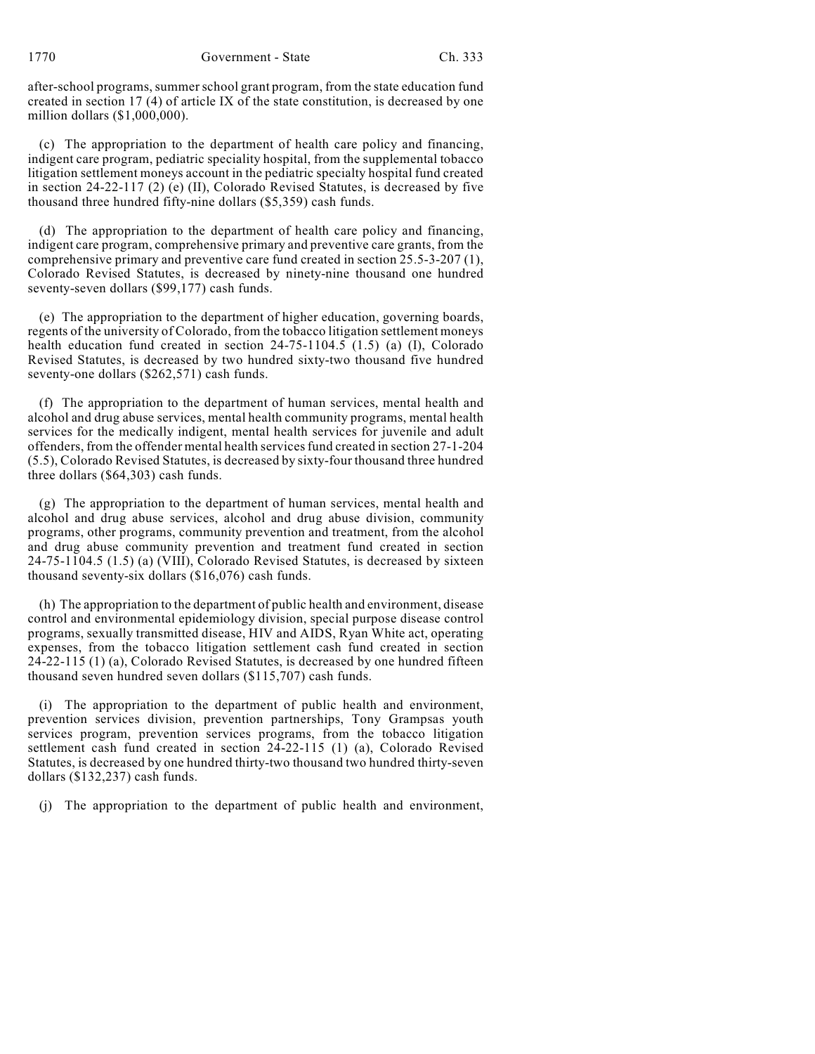after-school programs, summer school grant program, from the state education fund created in section 17 (4) of article IX of the state constitution, is decreased by one million dollars ($1,000,000).

(c) The appropriation to the department of health care policy and financing, indigent care program, pediatric speciality hospital, from the supplemental tobacco litigation settlement moneys account in the pediatric specialty hospital fund created in section 24-22-117 (2) (e) (II), Colorado Revised Statutes, is decreased by five thousand three hundred fifty-nine dollars ($5,359) cash funds.

(d) The appropriation to the department of health care policy and financing, indigent care program, comprehensive primary and preventive care grants, from the comprehensive primary and preventive care fund created in section 25.5-3-207 (1), Colorado Revised Statutes, is decreased by ninety-nine thousand one hundred seventy-seven dollars ($99,177) cash funds.

(e) The appropriation to the department of higher education, governing boards, regents of the university of Colorado, from the tobacco litigation settlement moneys health education fund created in section 24-75-1104.5 (1.5) (a) (I), Colorado Revised Statutes, is decreased by two hundred sixty-two thousand five hundred seventy-one dollars ($262,571) cash funds.

(f) The appropriation to the department of human services, mental health and alcohol and drug abuse services, mental health community programs, mental health services for the medically indigent, mental health services for juvenile and adult offenders, from the offender mental health services fund created in section 27-1-204 (5.5), Colorado Revised Statutes, is decreased by sixty-four thousand three hundred three dollars ($64,303) cash funds.

(g) The appropriation to the department of human services, mental health and alcohol and drug abuse services, alcohol and drug abuse division, community programs, other programs, community prevention and treatment, from the alcohol and drug abuse community prevention and treatment fund created in section 24-75-1104.5 (1.5) (a) (VIII), Colorado Revised Statutes, is decreased by sixteen thousand seventy-six dollars ($16,076) cash funds.

(h) The appropriation to the department of public health and environment, disease control and environmental epidemiology division, special purpose disease control programs, sexually transmitted disease, HIV and AIDS, Ryan White act, operating expenses, from the tobacco litigation settlement cash fund created in section 24-22-115 (1) (a), Colorado Revised Statutes, is decreased by one hundred fifteen thousand seven hundred seven dollars ($115,707) cash funds.

(i) The appropriation to the department of public health and environment, prevention services division, prevention partnerships, Tony Grampsas youth services program, prevention services programs, from the tobacco litigation settlement cash fund created in section 24-22-115 (1) (a), Colorado Revised Statutes, is decreased by one hundred thirty-two thousand two hundred thirty-seven dollars ($132,237) cash funds.

(j) The appropriation to the department of public health and environment,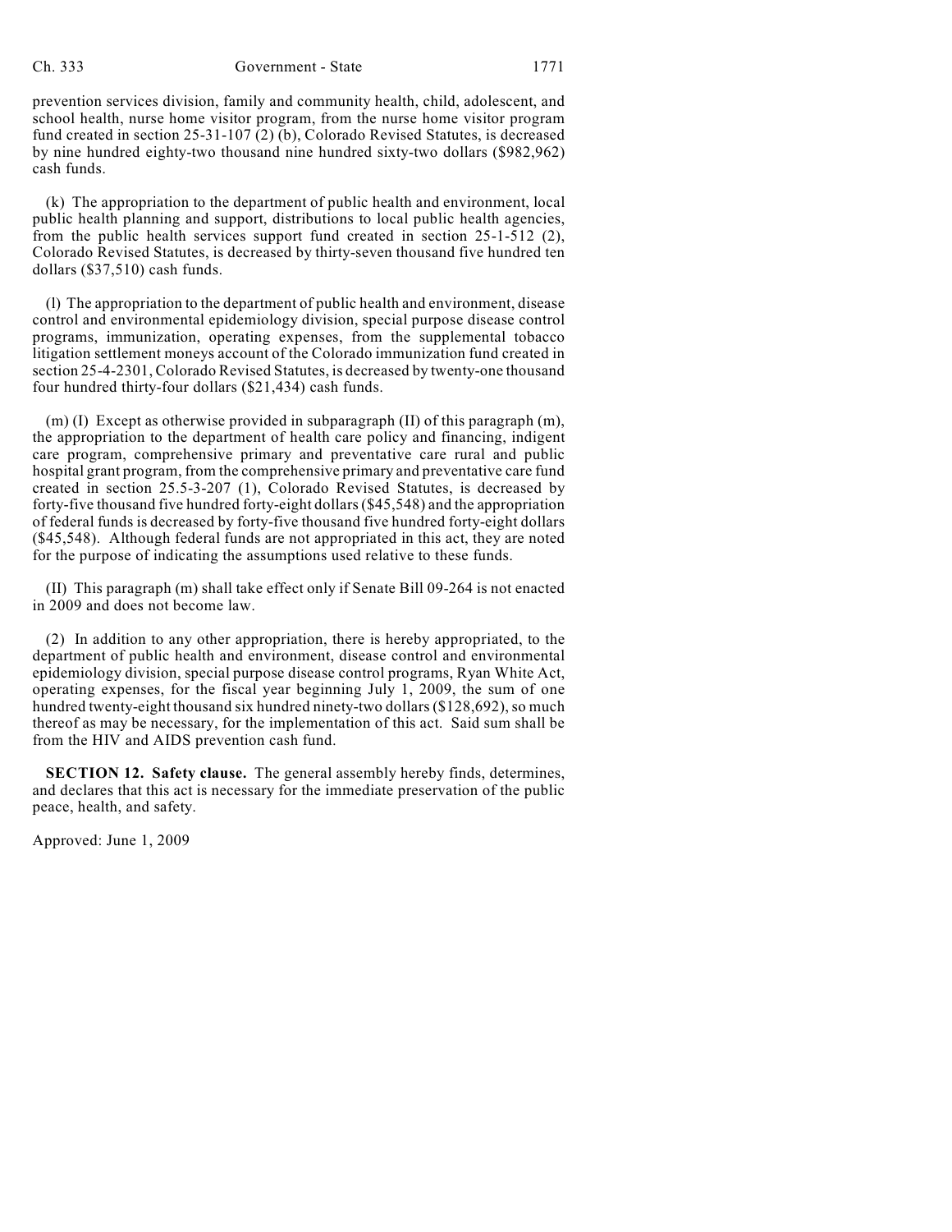prevention services division, family and community health, child, adolescent, and school health, nurse home visitor program, from the nurse home visitor program fund created in section 25-31-107 (2) (b), Colorado Revised Statutes, is decreased by nine hundred eighty-two thousand nine hundred sixty-two dollars ($982,962) cash funds.

(k) The appropriation to the department of public health and environment, local public health planning and support, distributions to local public health agencies, from the public health services support fund created in section 25-1-512 (2), Colorado Revised Statutes, is decreased by thirty-seven thousand five hundred ten dollars ($37,510) cash funds.

(l) The appropriation to the department of public health and environment, disease control and environmental epidemiology division, special purpose disease control programs, immunization, operating expenses, from the supplemental tobacco litigation settlement moneys account of the Colorado immunization fund created in section 25-4-2301, Colorado Revised Statutes, is decreased by twenty-one thousand four hundred thirty-four dollars ($21,434) cash funds.

(m) (I) Except as otherwise provided in subparagraph (II) of this paragraph (m), the appropriation to the department of health care policy and financing, indigent care program, comprehensive primary and preventative care rural and public hospital grant program, from the comprehensive primary and preventative care fund created in section 25.5-3-207 (1), Colorado Revised Statutes, is decreased by forty-five thousand five hundred forty-eight dollars ($45,548) and the appropriation of federal funds is decreased by forty-five thousand five hundred forty-eight dollars ($45,548). Although federal funds are not appropriated in this act, they are noted for the purpose of indicating the assumptions used relative to these funds.

(II) This paragraph (m) shall take effect only if Senate Bill 09-264 is not enacted in 2009 and does not become law.

(2) In addition to any other appropriation, there is hereby appropriated, to the department of public health and environment, disease control and environmental epidemiology division, special purpose disease control programs, Ryan White Act, operating expenses, for the fiscal year beginning July 1, 2009, the sum of one hundred twenty-eight thousand six hundred ninety-two dollars ($128,692), so much thereof as may be necessary, for the implementation of this act. Said sum shall be from the HIV and AIDS prevention cash fund.

**SECTION 12. Safety clause.** The general assembly hereby finds, determines, and declares that this act is necessary for the immediate preservation of the public peace, health, and safety.

Approved: June 1, 2009